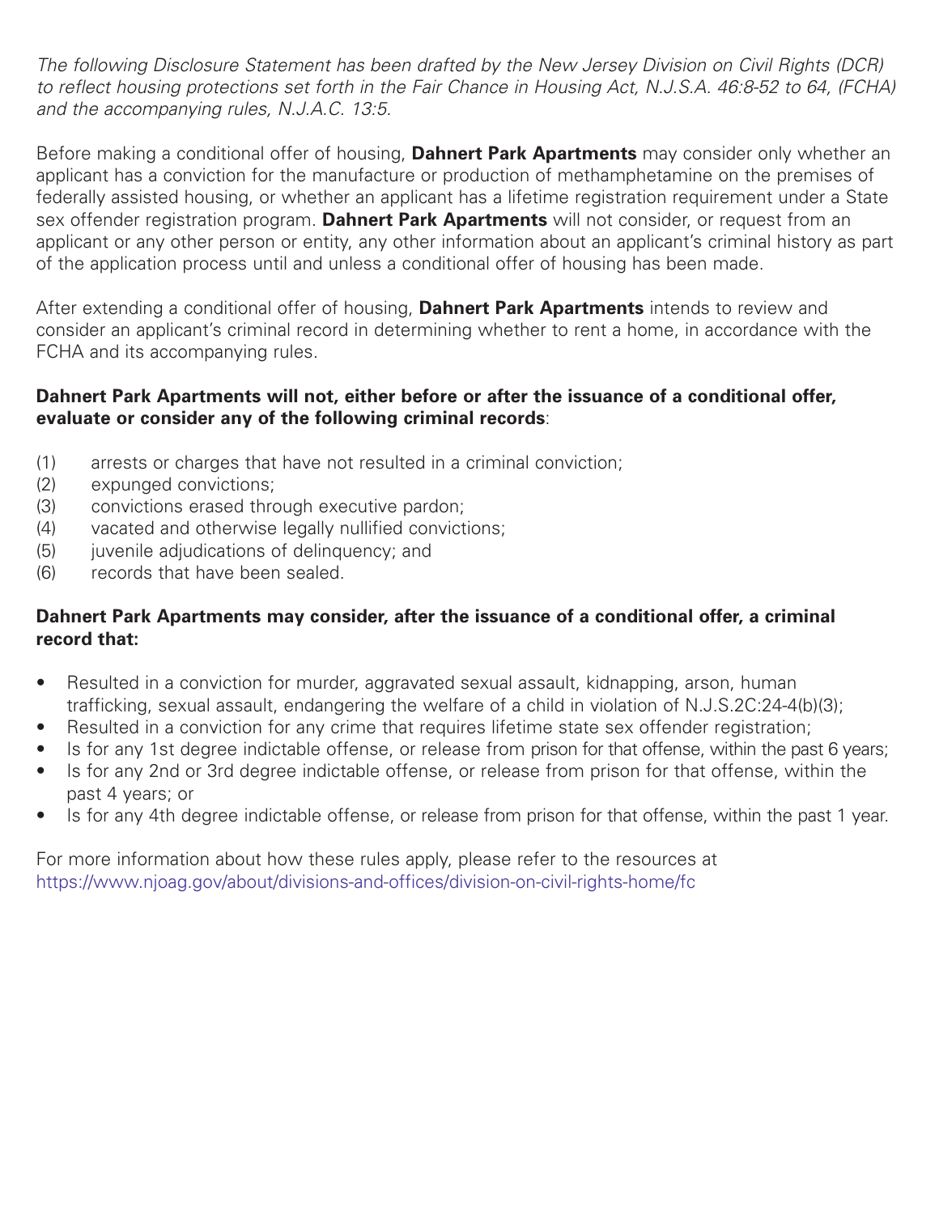*The following Disclosure Statement has been drafted by the New Jersey Division on Civil Rights (DCR) to reflect housing protections set forth in the Fair Chance in Housing Act, N.J.S.A. 46:8-52 to 64, (FCHA) and the accompanying rules, N.J.A.C. 13:5.*

Before making a conditional offer of housing, **Dahnert Park Apartments** may consider only whether an applicant has a conviction for the manufacture or production of methamphetamine on the premises of federally assisted housing, or whether an applicant has a lifetime registration requirement under a State sex offender registration program. **Dahnert Park Apartments** will not consider, or request from an applicant or any other person or entity, any other information about an applicant's criminal history as part of the application process until and unless a conditional offer of housing has been made.

After extending a conditional offer of housing, **Dahnert Park Apartments** intends to review and consider an applicant's criminal record in determining whether to rent a home, in accordance with the FCHA and its accompanying rules.

**Dahnert Park Apartments will not, either before or after the issuance of a conditional offer, evaluate or consider any of the following criminal records**:

(1) arrests or charges that have not resulted in a criminal conviction;
(2) expunged convictions;
(3) convictions erased through executive pardon;
(4) vacated and otherwise legally nullified convictions;
(5) juvenile adjudications of delinquency; and
(6) records that have been sealed.

**Dahnert Park Apartments may consider, after the issuance of a conditional offer, a criminal record that:**

- Resulted in a conviction for murder, aggravated sexual assault, kidnapping, arson, human trafficking, sexual assault, endangering the welfare of a child in violation of N.J.S.2C:24-4(b)(3);
- Resulted in a conviction for any crime that requires lifetime state sex offender registration;
- Is for any 1st degree indictable offense, or release from prison for that offense, within the past 6 years;
- Is for any 2nd or 3rd degree indictable offense, or release from prison for that offense, within the past 4 years; or
- Is for any 4th degree indictable offense, or release from prison for that offense, within the past 1 year.

For more information about how these rules apply, please refer to the resources at https://www.njoag.gov/about/divisions-and-offices/division-on-civil-rights-home/fc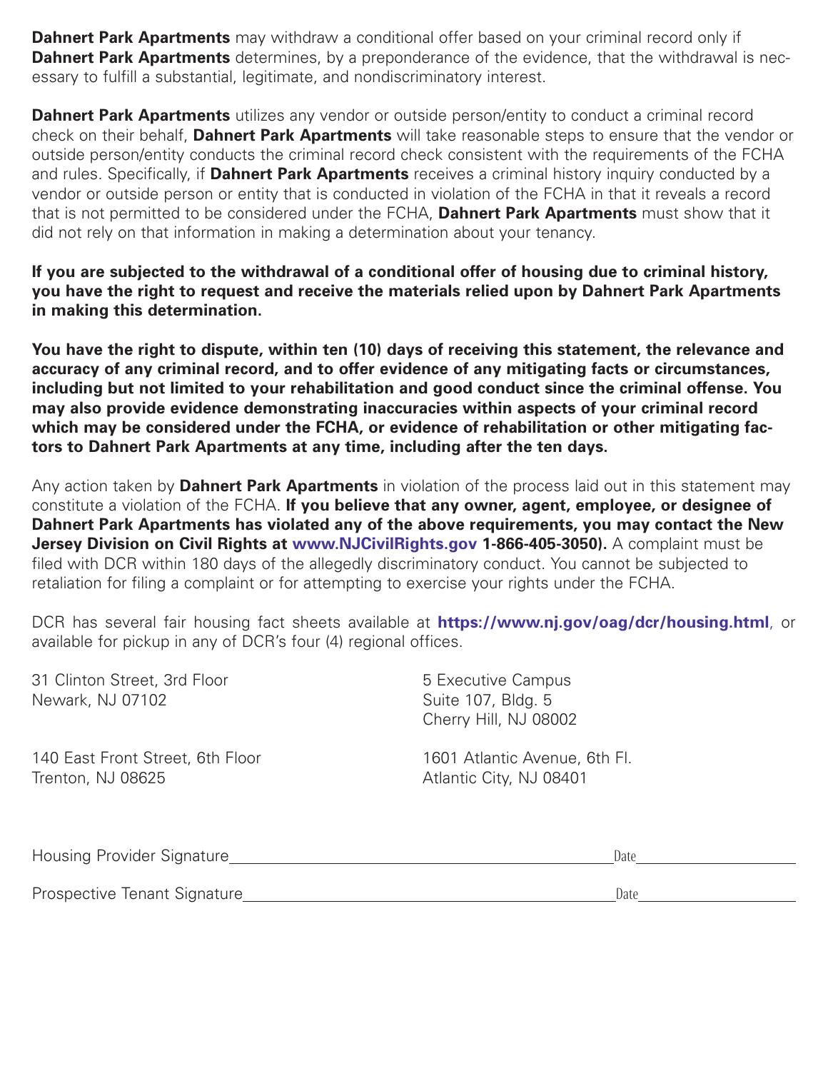**Dahnert Park Apartments** may withdraw a conditional offer based on your criminal record only if **Dahnert Park Apartments** determines, by a preponderance of the evidence, that the withdrawal is necessary to fulfill a substantial, legitimate, and nondiscriminatory interest.

**Dahnert Park Apartments** utilizes any vendor or outside person/entity to conduct a criminal record check on their behalf, **Dahnert Park Apartments** will take reasonable steps to ensure that the vendor or outside person/entity conducts the criminal record check consistent with the requirements of the FCHA and rules. Specifically, if **Dahnert Park Apartments** receives a criminal history inquiry conducted by a vendor or outside person or entity that is conducted in violation of the FCHA in that it reveals a record that is not permitted to be considered under the FCHA, **Dahnert Park Apartments** must show that it did not rely on that information in making a determination about your tenancy.

**If you are subjected to the withdrawal of a conditional offer of housing due to criminal history, you have the right to request and receive the materials relied upon by Dahnert Park Apartments in making this determination.**

**You have the right to dispute, within ten (10) days of receiving this statement, the relevance and accuracy of any criminal record, and to offer evidence of any mitigating facts or circumstances, including but not limited to your rehabilitation and good conduct since the criminal offense. You may also provide evidence demonstrating inaccuracies within aspects of your criminal record which may be considered under the FCHA, or evidence of rehabilitation or other mitigating factors to Dahnert Park Apartments at any time, including after the ten days.**

Any action taken by **Dahnert Park Apartments** in violation of the process laid out in this statement may constitute a violation of the FCHA. **If you believe that any owner, agent, employee, or designee of Dahnert Park Apartments has violated any of the above requirements, you may contact the New Jersey Division on Civil Rights at www.NJCivilRights.gov 1-866-405-3050).** A complaint must be filed with DCR within 180 days of the allegedly discriminatory conduct. You cannot be subjected to retaliation for filing a complaint or for attempting to exercise your rights under the FCHA.

DCR has several fair housing fact sheets available at **https://www.nj.gov/oag/dcr/housing.html**, or available for pickup in any of DCR's four (4) regional offices.

31 Clinton Street, 3rd Floor
Newark, NJ 07102

5 Executive Campus
Suite 107, Bldg. 5
Cherry Hill, NJ 08002

140 East Front Street, 6th Floor
Trenton, NJ 08625

1601 Atlantic Avenue, 6th Fl.
Atlantic City, NJ 08401

Housing Provider Signature_______________________________ Date______________

Prospective Tenant Signature_______________________________ Date______________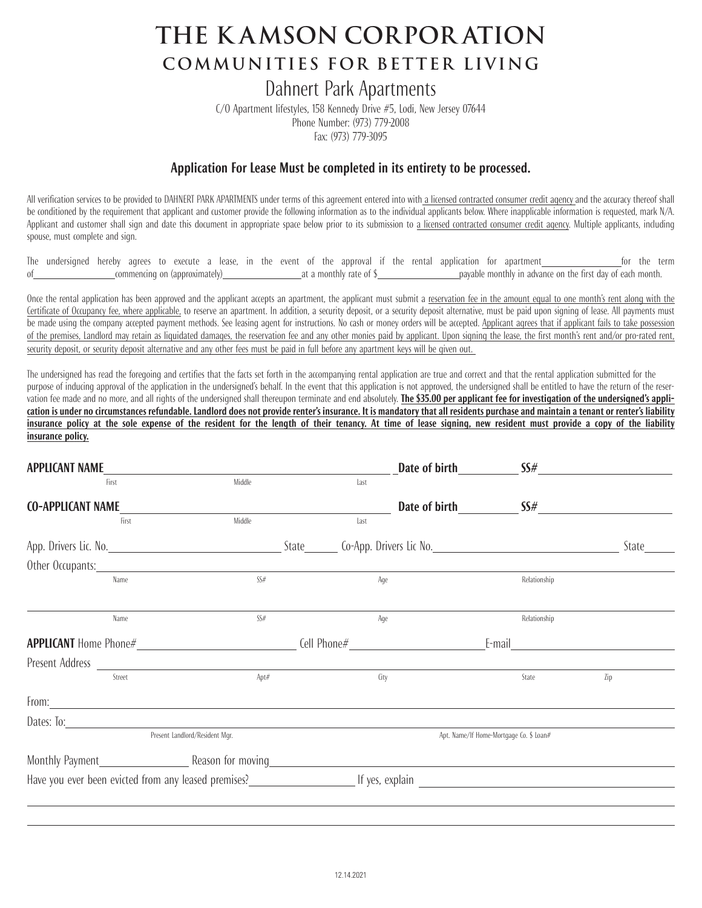# THE KAMSON CORPORATION

## COMMUNITIES FOR BETTER LIVING

### Dahnert Park Apartments

C/O Apartment lifestyles, 158 Kennedy Drive #5, Lodi, New Jersey 07644
Phone Number: (973) 779-2008
Fax: (973) 779-3095

**Application For Lease Must be completed in its entirety to be processed.**

All verification services to be provided to DAHNERT PARK APARTMENTS under terms of this agreement entered into with a licensed contracted consumer credit agency and the accuracy thereof shall be conditioned by the requirement that applicant and customer provide the following information as to the individual applicants below. Where inapplicable information is requested, mark N/A. Applicant and customer shall sign and date this document in appropriate space below prior to its submission to a licensed contracted consumer credit agency. Multiple applicants, including spouse, must complete and sign.

The undersigned hereby agrees to execute a lease, in the event of the approval if the rental application for apartment ______________ for the term of ______________ commencing on (approximately) ______________ at a monthly rate of $ ______________ payable monthly in advance on the first day of each month.

Once the rental application has been approved and the applicant accepts an apartment, the applicant must submit a reservation fee in the amount equal to one month's rent along with the Certificate of Occupancy fee, where applicable, to reserve an apartment. In addition, a security deposit, or a security deposit alternative, must be paid upon signing of lease. All payments must be made using the company accepted payment methods. See leasing agent for instructions. No cash or money orders will be accepted. Applicant agrees that if applicant fails to take possession of the premises, Landlord may retain as liquidated damages, the reservation fee and any other monies paid by applicant. Upon signing the lease, the first month's rent and/or pro-rated rent, security deposit, or security deposit alternative and any other fees must be paid in full before any apartment keys will be given out.

The undersigned has read the foregoing and certifies that the facts set forth in the accompanying rental application are true and correct and that the rental application submitted for the purpose of inducing approval of the application in the undersigned's behalf. In the event that this application is not approved, the undersigned shall be entitled to have the return of the reservation fee made and no more, and all rights of the undersigned shall thereupon terminate and end absolutely. **The $35.00 per applicant fee for investigation of the undersigned's application is under no circumstances refundable. Landlord does not provide renter's insurance. It is mandatory that all residents purchase and maintain a tenant or renter's liability insurance policy at the sole expense of the resident for the length of their tenancy. At time of lease signing, new resident must provide a copy of the liability insurance policy.**

**APPLICANT NAME** ______________________________ **Date of birth** __________ **SS#** ______________
First　　Middle　　Last

**CO-APPLICANT NAME** ______________________________ **Date of birth** __________ **SS#** ______________
First　　Middle　　Last

App. Drivers Lic. No. ______________ State ______ Co-App. Drivers Lic No. ______________ State ______

Other Occupants: ____________________________________________
Name　　SS#　　Age　　Relationship

____________________________________________
Name　　SS#　　Age　　Relationship

**APPLICANT** Home Phone# ______________ Cell Phone# ______________ E-mail ______________

Present Address ____________________________________________
Street　　Apt#　　City　　State　　Zip

From: ____________________________________________

Dates: To: ____________________________________________
Present Landlord/Resident Mgr.　　Apt. Name/If Home-Mortgage Co. $ Loan#

Monthly Payment ______________ Reason for moving ______________________________

Have you ever been evicted from any leased premises? ______________ If yes, explain ______________________________

____________________________________________

____________________________________________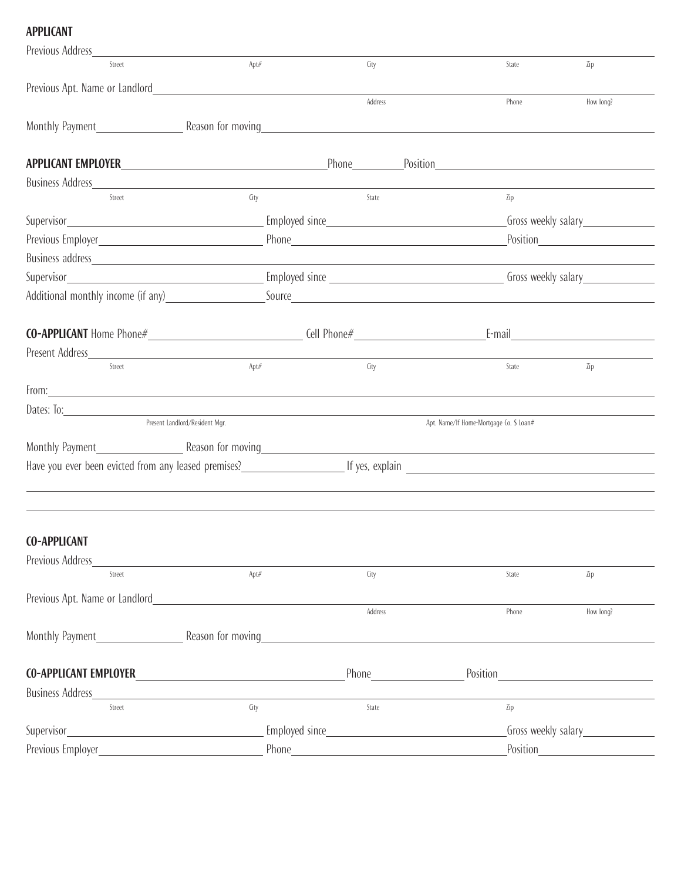## APPLICANT

Previous Address\_\_\_\_\_\_\_\_\_\_\_\_\_\_\_\_\_\_\_\_\_\_\_\_\_\_\_\_\_\_\_\_\_\_\_\_\_\_\_\_\_\_\_\_\_\_\_\_\_\_\_\_\_\_\_\_\_\_\_\_

Street | Apt# | City | State | Zip

Previous Apt. Name or Landlord\_\_\_\_\_\_\_\_\_\_\_\_\_\_\_\_\_\_\_\_\_\_\_\_\_\_\_\_\_\_\_\_\_\_\_\_\_\_\_\_\_\_\_\_\_\_\_\_

Address | Phone | How long?

Monthly Payment\_\_\_\_\_\_\_\_\_\_\_\_ Reason for moving\_\_\_\_\_\_\_\_\_\_\_\_\_\_\_\_\_\_\_\_\_\_\_\_\_\_\_\_\_\_\_\_\_\_\_\_\_\_\_\_\_\_\_\_

**APPLICANT EMPLOYER**\_\_\_\_\_\_\_\_\_\_\_\_\_\_\_\_\_\_\_\_\_\_\_\_\_\_\_\_ Phone\_\_\_\_\_\_\_\_ Position\_\_\_\_\_\_\_\_\_\_\_\_\_\_\_\_\_\_\_\_\_\_\_\_\_\_\_\_

Business Address\_\_\_\_\_\_\_\_\_\_\_\_\_\_\_\_\_\_\_\_\_\_\_\_\_\_\_\_\_\_\_\_\_\_\_\_\_\_\_\_\_\_\_\_\_\_\_\_\_\_\_\_\_\_\_\_\_\_\_\_

Street | City | State | Zip

Supervisor\_\_\_\_\_\_\_\_\_\_\_\_\_\_\_\_\_\_\_\_\_\_\_\_ Employed since\_\_\_\_\_\_\_\_\_\_\_\_\_\_\_\_\_\_\_\_\_\_\_\_ Gross weekly salary\_\_\_\_\_\_\_\_\_\_

Previous Employer\_\_\_\_\_\_\_\_\_\_\_\_\_\_\_\_\_\_\_\_\_\_\_\_ Phone\_\_\_\_\_\_\_\_\_\_\_\_\_\_\_\_\_\_\_\_\_\_\_\_ Position\_\_\_\_\_\_\_\_\_\_\_\_\_\_\_\_\_\_

Business address\_\_\_\_\_\_\_\_\_\_\_\_\_\_\_\_\_\_\_\_\_\_\_\_\_\_\_\_\_\_\_\_\_\_\_\_\_\_\_\_\_\_\_\_\_\_\_\_\_\_\_\_\_\_\_\_\_\_\_\_

Supervisor\_\_\_\_\_\_\_\_\_\_\_\_\_\_\_\_\_\_\_\_\_\_\_\_ Employed since\_\_\_\_\_\_\_\_\_\_\_\_\_\_\_\_\_\_\_\_\_\_\_\_ Gross weekly salary\_\_\_\_\_\_\_\_\_\_

Additional monthly income (if any)\_\_\_\_\_\_\_\_\_\_\_\_\_\_ Source\_\_\_\_\_\_\_\_\_\_\_\_\_\_\_\_\_\_\_\_\_\_\_\_\_\_\_\_\_\_\_\_\_\_\_\_\_\_\_\_\_\_\_\_

**CO-APPLICANT** Home Phone#\_\_\_\_\_\_\_\_\_\_\_\_\_\_\_\_\_\_\_\_ Cell Phone#\_\_\_\_\_\_\_\_\_\_\_\_\_\_\_\_\_\_ E-mail\_\_\_\_\_\_\_\_\_\_\_\_\_\_\_\_\_\_\_\_

Present Address\_\_\_\_\_\_\_\_\_\_\_\_\_\_\_\_\_\_\_\_\_\_\_\_\_\_\_\_\_\_\_\_\_\_\_\_\_\_\_\_\_\_\_\_\_\_\_\_\_\_\_\_\_\_\_\_\_\_\_\_

Street | Apt# | City | State | Zip

From:\_\_\_\_\_\_\_\_\_\_\_\_\_\_\_\_\_\_\_\_\_\_\_\_\_\_\_\_\_\_\_\_\_\_\_\_\_\_\_\_\_\_\_\_\_\_\_\_\_\_\_\_\_\_\_\_\_\_\_\_\_\_\_\_\_\_\_\_\_\_

Dates: To:\_\_\_\_\_\_\_\_\_\_\_\_\_\_\_\_\_\_\_\_\_\_\_\_\_\_\_\_\_\_\_\_\_\_\_\_\_\_\_\_\_\_\_\_\_\_\_\_\_\_\_\_\_\_\_\_\_\_\_\_\_\_\_\_\_\_

Present Landlord/Resident Mgr. | Apt. Name/If Home-Mortgage Co. $ Loan#

Monthly Payment\_\_\_\_\_\_\_\_\_\_\_\_ Reason for moving\_\_\_\_\_\_\_\_\_\_\_\_\_\_\_\_\_\_\_\_\_\_\_\_\_\_\_\_\_\_\_\_\_\_\_\_\_\_\_\_\_\_\_\_

Have you ever been evicted from any leased premises?\_\_\_\_\_\_\_\_\_\_\_\_\_\_ If yes, explain \_\_\_\_\_\_\_\_\_\_\_\_\_\_\_\_\_\_\_\_\_\_\_\_\_\_\_\_\_\_\_\_

\_\_\_\_\_\_\_\_\_\_\_\_\_\_\_\_\_\_\_\_\_\_\_\_\_\_\_\_\_\_\_\_\_\_\_\_\_\_\_\_\_\_\_\_\_\_\_\_\_\_\_\_\_\_\_\_\_\_\_\_\_\_\_\_\_\_\_\_\_\_\_\_\_\_\_\_

\_\_\_\_\_\_\_\_\_\_\_\_\_\_\_\_\_\_\_\_\_\_\_\_\_\_\_\_\_\_\_\_\_\_\_\_\_\_\_\_\_\_\_\_\_\_\_\_\_\_\_\_\_\_\_\_\_\_\_\_\_\_\_\_\_\_\_\_\_\_\_\_\_\_\_\_

## CO-APPLICANT

Previous Address\_\_\_\_\_\_\_\_\_\_\_\_\_\_\_\_\_\_\_\_\_\_\_\_\_\_\_\_\_\_\_\_\_\_\_\_\_\_\_\_\_\_\_\_\_\_\_\_\_\_\_\_\_\_\_\_\_\_\_\_

Street | Apt# | City | State | Zip

Previous Apt. Name or Landlord\_\_\_\_\_\_\_\_\_\_\_\_\_\_\_\_\_\_\_\_\_\_\_\_\_\_\_\_\_\_\_\_\_\_\_\_\_\_\_\_\_\_\_\_\_\_\_\_

Address | Phone | How long?

Monthly Payment\_\_\_\_\_\_\_\_\_\_\_\_ Reason for moving\_\_\_\_\_\_\_\_\_\_\_\_\_\_\_\_\_\_\_\_\_\_\_\_\_\_\_\_\_\_\_\_\_\_\_\_\_\_\_\_\_\_\_\_

**CO-APPLICANT EMPLOYER**\_\_\_\_\_\_\_\_\_\_\_\_\_\_\_\_\_\_\_\_\_\_\_\_ Phone\_\_\_\_\_\_\_\_\_\_\_\_ Position\_\_\_\_\_\_\_\_\_\_\_\_\_\_\_\_\_\_\_\_\_\_\_\_

Business Address\_\_\_\_\_\_\_\_\_\_\_\_\_\_\_\_\_\_\_\_\_\_\_\_\_\_\_\_\_\_\_\_\_\_\_\_\_\_\_\_\_\_\_\_\_\_\_\_\_\_\_\_\_\_\_\_\_\_\_\_

Street | City | State | Zip

Supervisor\_\_\_\_\_\_\_\_\_\_\_\_\_\_\_\_\_\_\_\_\_\_\_\_ Employed since\_\_\_\_\_\_\_\_\_\_\_\_\_\_\_\_\_\_\_\_\_\_\_\_ Gross weekly salary\_\_\_\_\_\_\_\_\_\_

Previous Employer\_\_\_\_\_\_\_\_\_\_\_\_\_\_\_\_\_\_\_\_\_\_\_\_ Phone\_\_\_\_\_\_\_\_\_\_\_\_\_\_\_\_\_\_\_\_\_\_\_\_ Position\_\_\_\_\_\_\_\_\_\_\_\_\_\_\_\_\_\_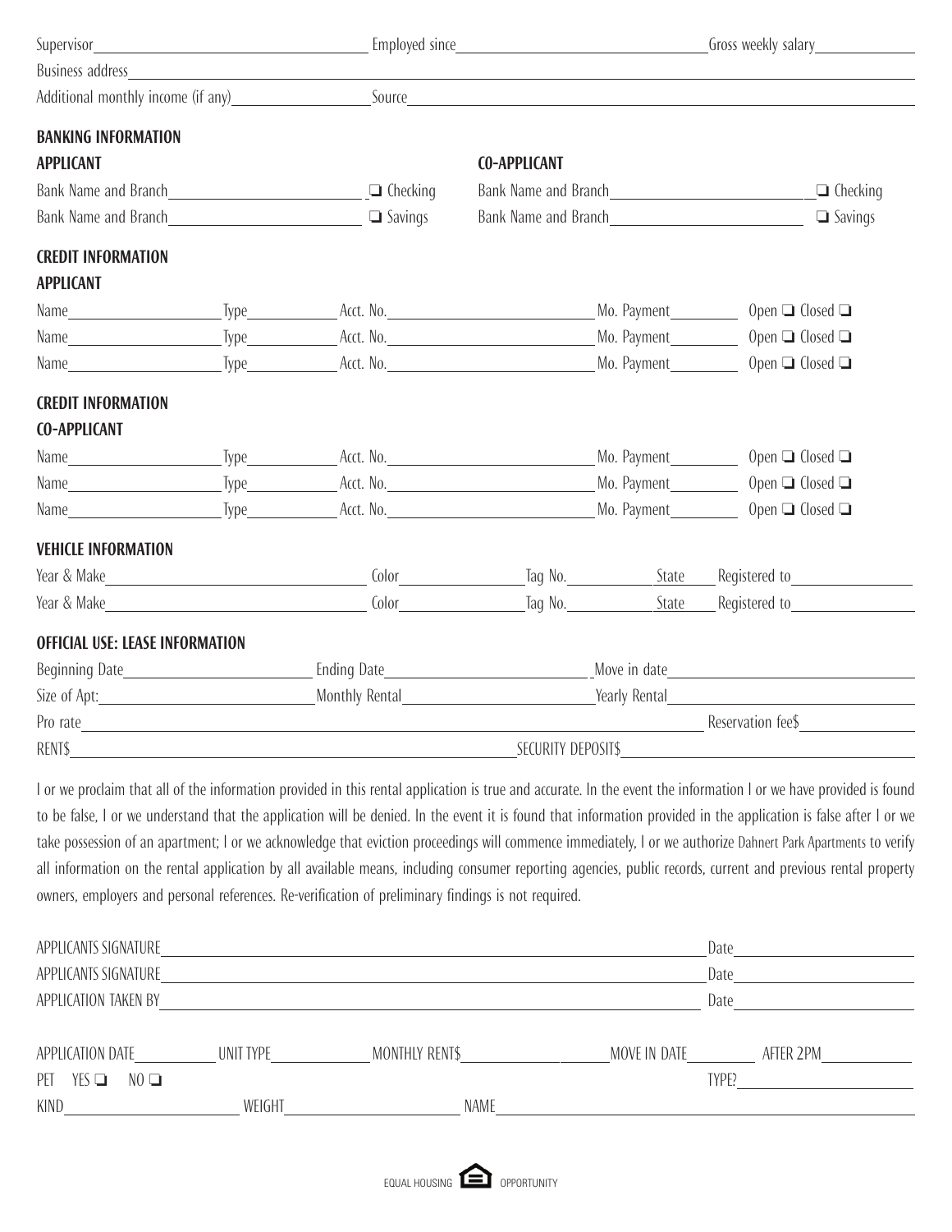Supervisor\_\_\_\_\_\_\_\_\_\_ Employed since\_\_\_\_\_\_\_\_\_\_ Gross weekly salary\_\_\_\_\_\_\_\_\_\_

Business address\_\_\_\_\_\_\_\_\_\_

Additional monthly income (if any)\_\_\_\_\_\_\_\_\_\_ Source\_\_\_\_\_\_\_\_\_\_

## BANKING INFORMATION

### APPLICANT

Bank Name and Branch\_\_\_\_\_\_\_\_\_\_ ❑ Checking

Bank Name and Branch\_\_\_\_\_\_\_\_\_\_ ❑ Savings

### CO-APPLICANT

Bank Name and Branch\_\_\_\_\_\_\_\_\_\_ ❑ Checking

Bank Name and Branch\_\_\_\_\_\_\_\_\_\_ ❑ Savings

## CREDIT INFORMATION

### APPLICANT

Name\_\_\_\_\_\_\_\_\_\_ Type\_\_\_\_\_\_\_\_\_\_ Acct. No.\_\_\_\_\_\_\_\_\_\_ Mo. Payment\_\_\_\_\_\_\_\_\_\_ Open ❑ Closed ❑

Name\_\_\_\_\_\_\_\_\_\_ Type\_\_\_\_\_\_\_\_\_\_ Acct. No.\_\_\_\_\_\_\_\_\_\_ Mo. Payment\_\_\_\_\_\_\_\_\_\_ Open ❑ Closed ❑

Name\_\_\_\_\_\_\_\_\_\_ Type\_\_\_\_\_\_\_\_\_\_ Acct. No.\_\_\_\_\_\_\_\_\_\_ Mo. Payment\_\_\_\_\_\_\_\_\_\_ Open ❑ Closed ❑

## CREDIT INFORMATION

### CO-APPLICANT

Name\_\_\_\_\_\_\_\_\_\_ Type\_\_\_\_\_\_\_\_\_\_ Acct. No.\_\_\_\_\_\_\_\_\_\_ Mo. Payment\_\_\_\_\_\_\_\_\_\_ Open ❑ Closed ❑

Name\_\_\_\_\_\_\_\_\_\_ Type\_\_\_\_\_\_\_\_\_\_ Acct. No.\_\_\_\_\_\_\_\_\_\_ Mo. Payment\_\_\_\_\_\_\_\_\_\_ Open ❑ Closed ❑

Name\_\_\_\_\_\_\_\_\_\_ Type\_\_\_\_\_\_\_\_\_\_ Acct. No.\_\_\_\_\_\_\_\_\_\_ Mo. Payment\_\_\_\_\_\_\_\_\_\_ Open ❑ Closed ❑

## VEHICLE INFORMATION

Year & Make\_\_\_\_\_\_\_\_\_\_ Color\_\_\_\_\_\_\_\_\_\_ Tag No.\_\_\_\_\_\_\_\_\_\_ State\_\_\_\_\_ Registered to\_\_\_\_\_\_\_\_\_\_

Year & Make\_\_\_\_\_\_\_\_\_\_ Color\_\_\_\_\_\_\_\_\_\_ Tag No.\_\_\_\_\_\_\_\_\_\_ State\_\_\_\_\_ Registered to\_\_\_\_\_\_\_\_\_\_

## OFFICIAL USE: LEASE INFORMATION

Beginning Date\_\_\_\_\_\_\_\_\_\_ Ending Date\_\_\_\_\_\_\_\_\_\_ Move in date\_\_\_\_\_\_\_\_\_\_

Size of Apt:\_\_\_\_\_\_\_\_\_\_ Monthly Rental\_\_\_\_\_\_\_\_\_\_ Yearly Rental\_\_\_\_\_\_\_\_\_\_

Pro rate\_\_\_\_\_\_\_\_\_\_ Reservation fee$\_\_\_\_\_\_\_\_\_\_

RENT$\_\_\_\_\_\_\_\_\_\_ SECURITY DEPOSIT$\_\_\_\_\_\_\_\_\_\_

I or we proclaim that all of the information provided in this rental application is true and accurate. In the event the information I or we have provided is found to be false, I or we understand that the application will be denied. In the event it is found that information provided in the application is false after I or we take possession of an apartment; I or we acknowledge that eviction proceedings will commence immediately, I or we authorize Dahnert Park Apartments to verify all information on the rental application by all available means, including consumer reporting agencies, public records, current and previous rental property owners, employers and personal references. Re-verification of preliminary findings is not required.

APPLICANTS SIGNATURE\_\_\_\_\_\_\_\_\_\_ Date\_\_\_\_\_\_\_\_\_\_

APPLICANTS SIGNATURE\_\_\_\_\_\_\_\_\_\_ Date\_\_\_\_\_\_\_\_\_\_

APPLICATION TAKEN BY\_\_\_\_\_\_\_\_\_\_ Date\_\_\_\_\_\_\_\_\_\_

APPLICATION DATE\_\_\_\_\_\_\_\_\_\_ UNIT TYPE\_\_\_\_\_\_\_\_\_\_ MONTHLY RENT$\_\_\_\_\_\_\_\_\_\_ MOVE IN DATE\_\_\_\_\_\_\_\_\_\_ AFTER 2PM\_\_\_\_\_\_\_\_\_\_

PET YES ❑ NO ❑ TYPE?\_\_\_\_\_\_\_\_\_\_

KIND\_\_\_\_\_\_\_\_\_\_ WEIGHT\_\_\_\_\_\_\_\_\_\_ NAME\_\_\_\_\_\_\_\_\_\_

EQUAL HOUSING OPPORTUNITY